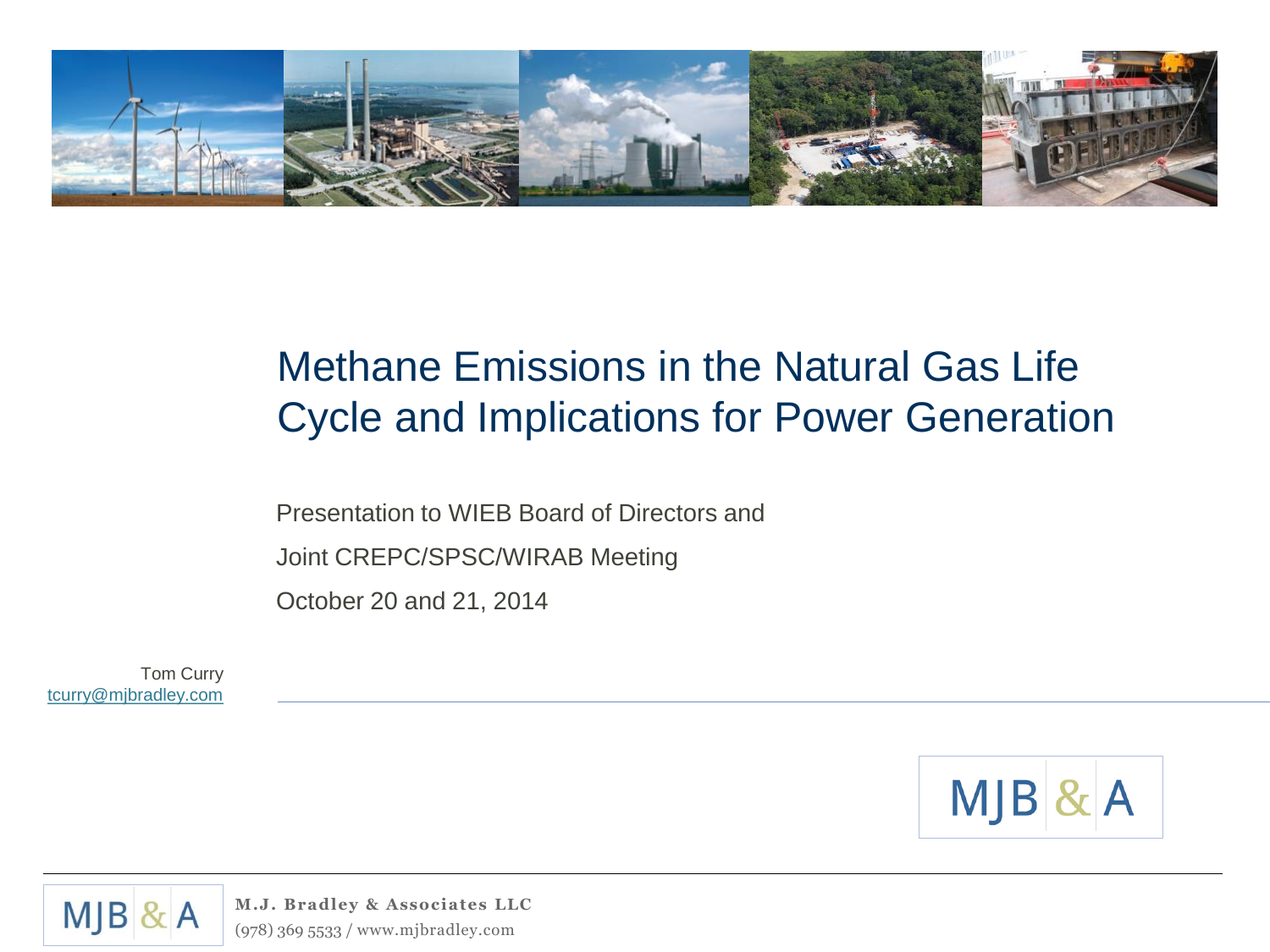# Methane Emissions in the Natural Gas Life Cycle and Implications for Power Generation

Presentation to WIEB Board of Directors and

Joint CREPC/SPSC/WIRAB Meeting

October 20 and 21, 2014

Tom Curry
tcurry@mjbradley.com

MJB & A

**M.J. Bradley & Associates LLC**
(978) 369 5533 / www.mjbradley.com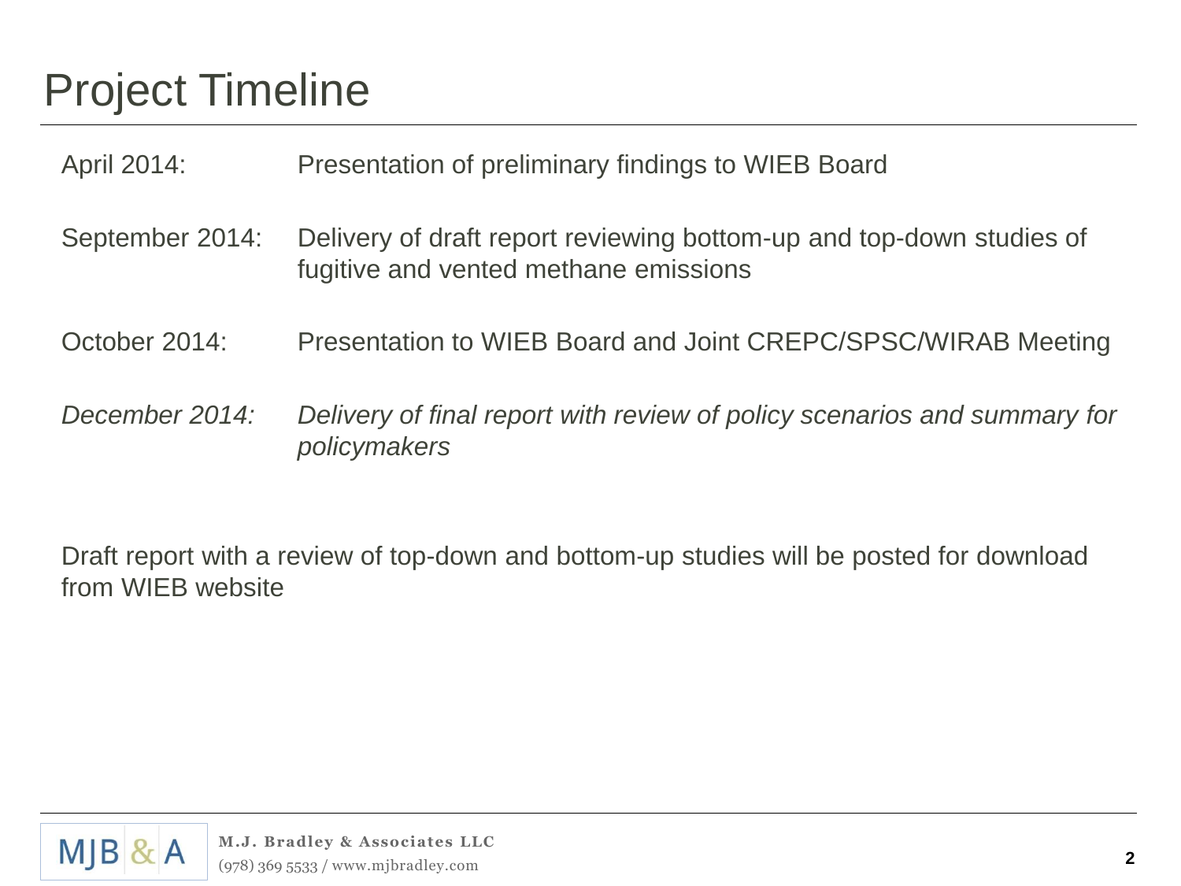# Project Timeline

| | |
|---|---|
| April 2014: | Presentation of preliminary findings to WIEB Board |
| September 2014: | Delivery of draft report reviewing bottom-up and top-down studies of fugitive and vented methane emissions |
| October 2014: | Presentation to WIEB Board and Joint CREPC/SPSC/WIRAB Meeting |
| *December 2014:* | *Delivery of final report with review of policy scenarios and summary for policymakers* |

Draft report with a review of top-down and bottom-up studies will be posted for download from WIEB website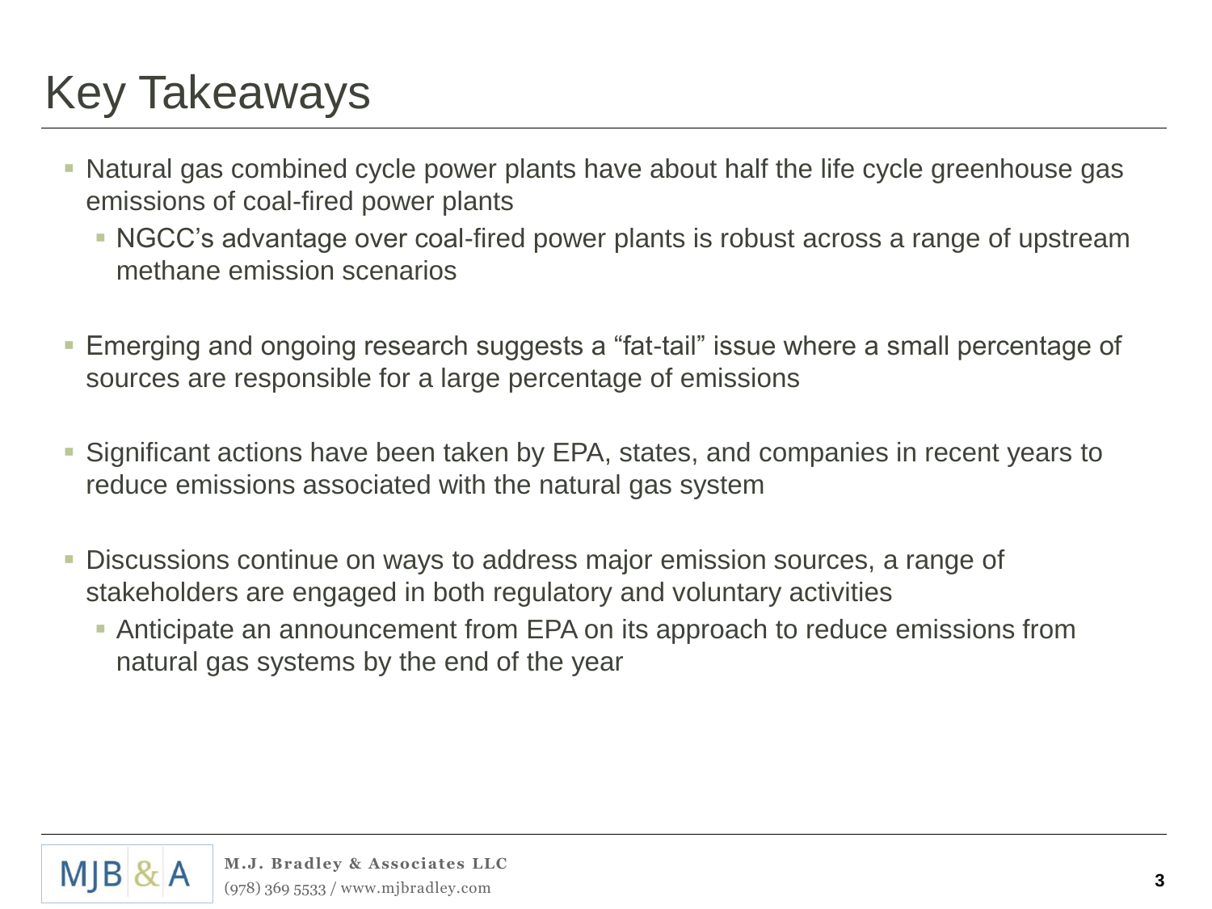# Key Takeaways

- Natural gas combined cycle power plants have about half the life cycle greenhouse gas emissions of coal-fired power plants
  - NGCC's advantage over coal-fired power plants is robust across a range of upstream methane emission scenarios
- Emerging and ongoing research suggests a "fat-tail" issue where a small percentage of sources are responsible for a large percentage of emissions
- Significant actions have been taken by EPA, states, and companies in recent years to reduce emissions associated with the natural gas system
- Discussions continue on ways to address major emission sources, a range of stakeholders are engaged in both regulatory and voluntary activities
  - Anticipate an announcement from EPA on its approach to reduce emissions from natural gas systems by the end of the year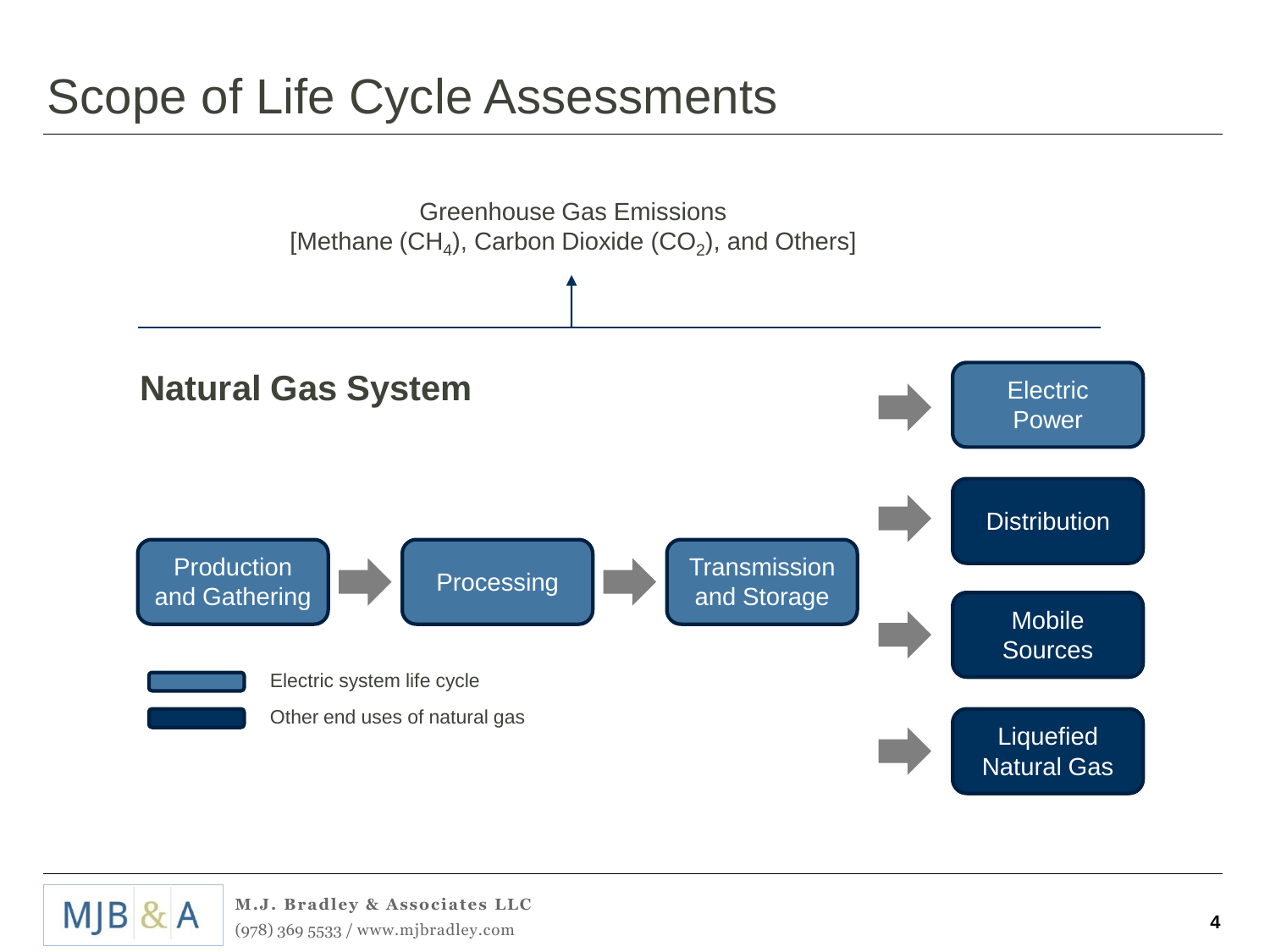# Scope of Life Cycle Assessments

Greenhouse Gas Emissions
[Methane ($CH_4$), Carbon Dioxide ($CO_2$), and Others]

## Natural Gas System

Production and Gathering → Processing → Transmission and Storage →

- Electric Power
- Distribution
- Mobile Sources
- Liquefied Natural Gas

Electric system life cycle

Other end uses of natural gas

M.J. Bradley & Associates LLC
(978) 369 5533 / www.mjbradley.com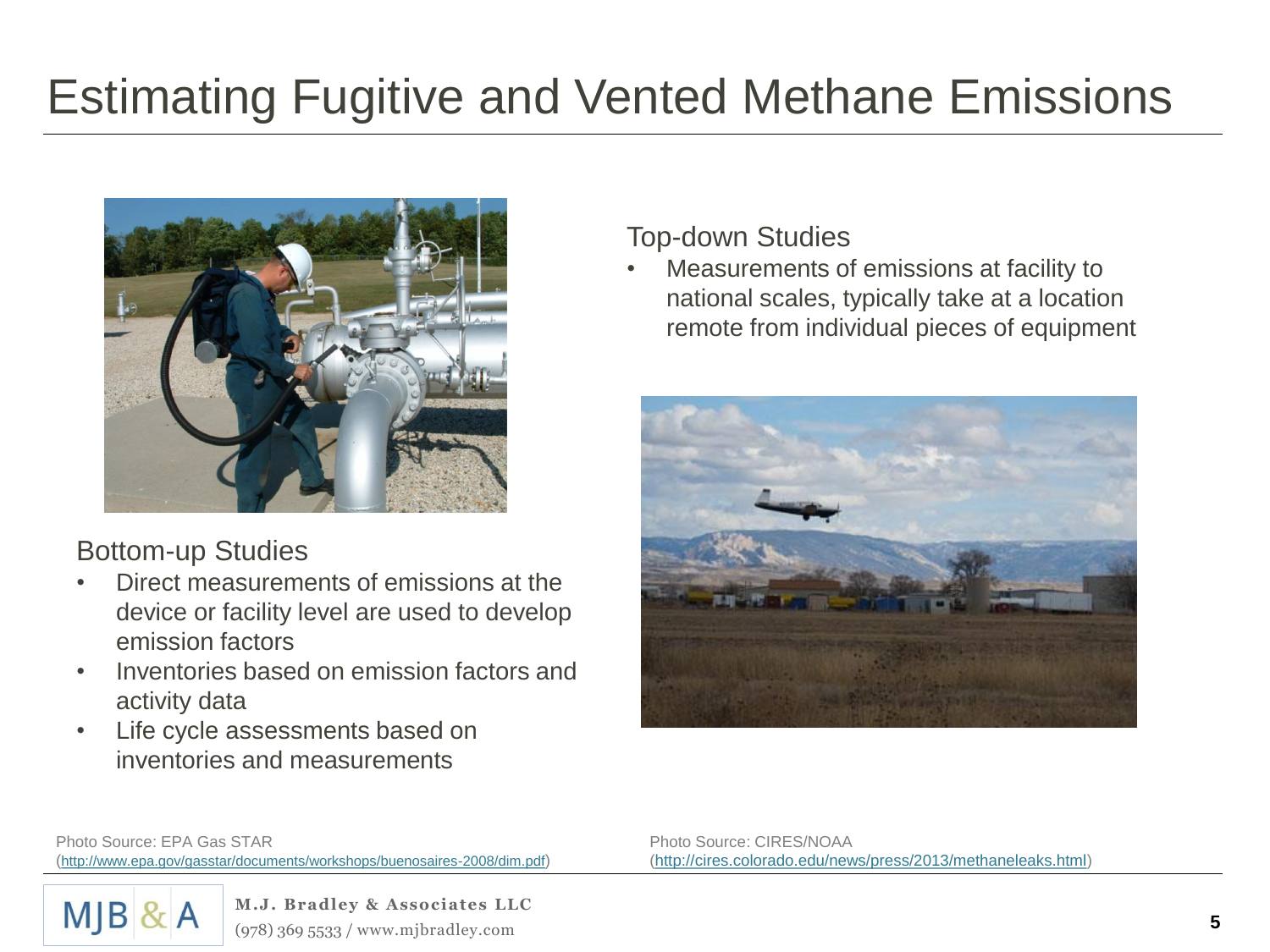# Estimating Fugitive and Vented Methane Emissions

## Bottom-up Studies

- Direct measurements of emissions at the device or facility level are used to develop emission factors
- Inventories based on emission factors and activity data
- Life cycle assessments based on inventories and measurements

## Top-down Studies

- Measurements of emissions at facility to national scales, typically take at a location remote from individual pieces of equipment

Photo Source: EPA Gas STAR (http://www.epa.gov/gasstar/documents/workshops/buenosaires-2008/dim.pdf)

Photo Source: CIRES/NOAA (http://cires.colorado.edu/news/press/2013/methaneleaks.html)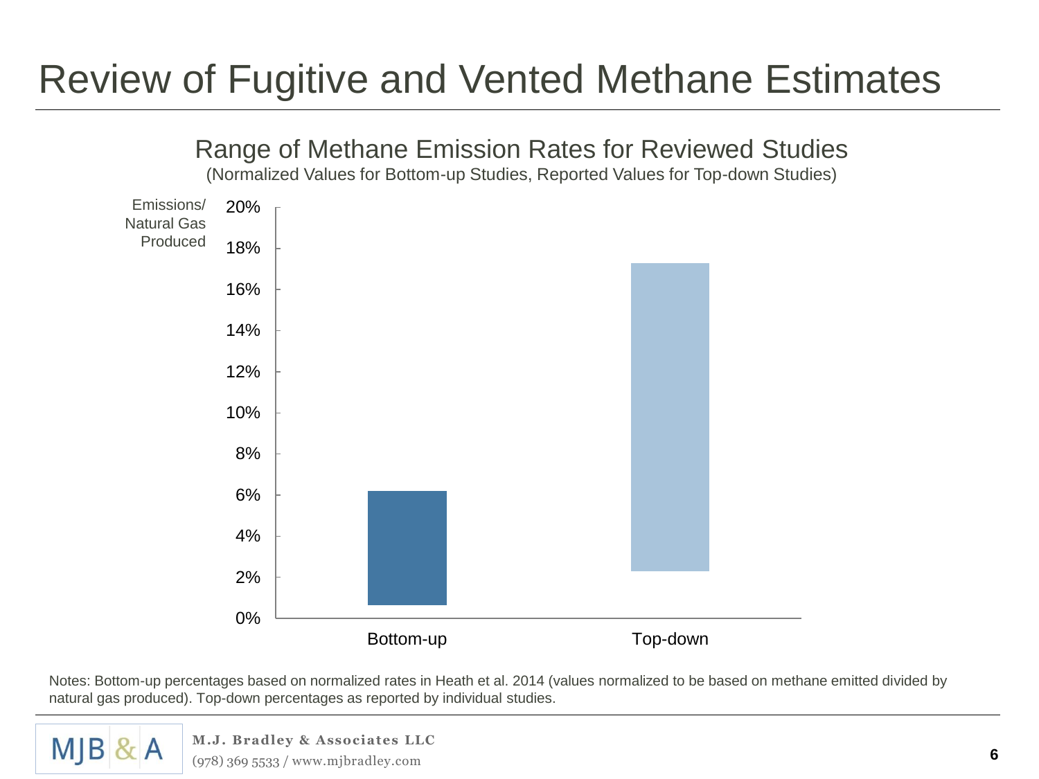# Review of Fugitive and Vented Methane Estimates

Range of Methane Emission Rates for Reviewed Studies

(Normalized Values for Bottom-up Studies, Reported Values for Top-down Studies)

Emissions/ Natural Gas Produced

20%
18%
16%
14%
12%
10%
8%
6%
4%
2%
0%

Bottom-up

Top-down

Notes: Bottom-up percentages based on normalized rates in Heath et al. 2014 (values normalized to be based on methane emitted divided by natural gas produced). Top-down percentages as reported by individual studies.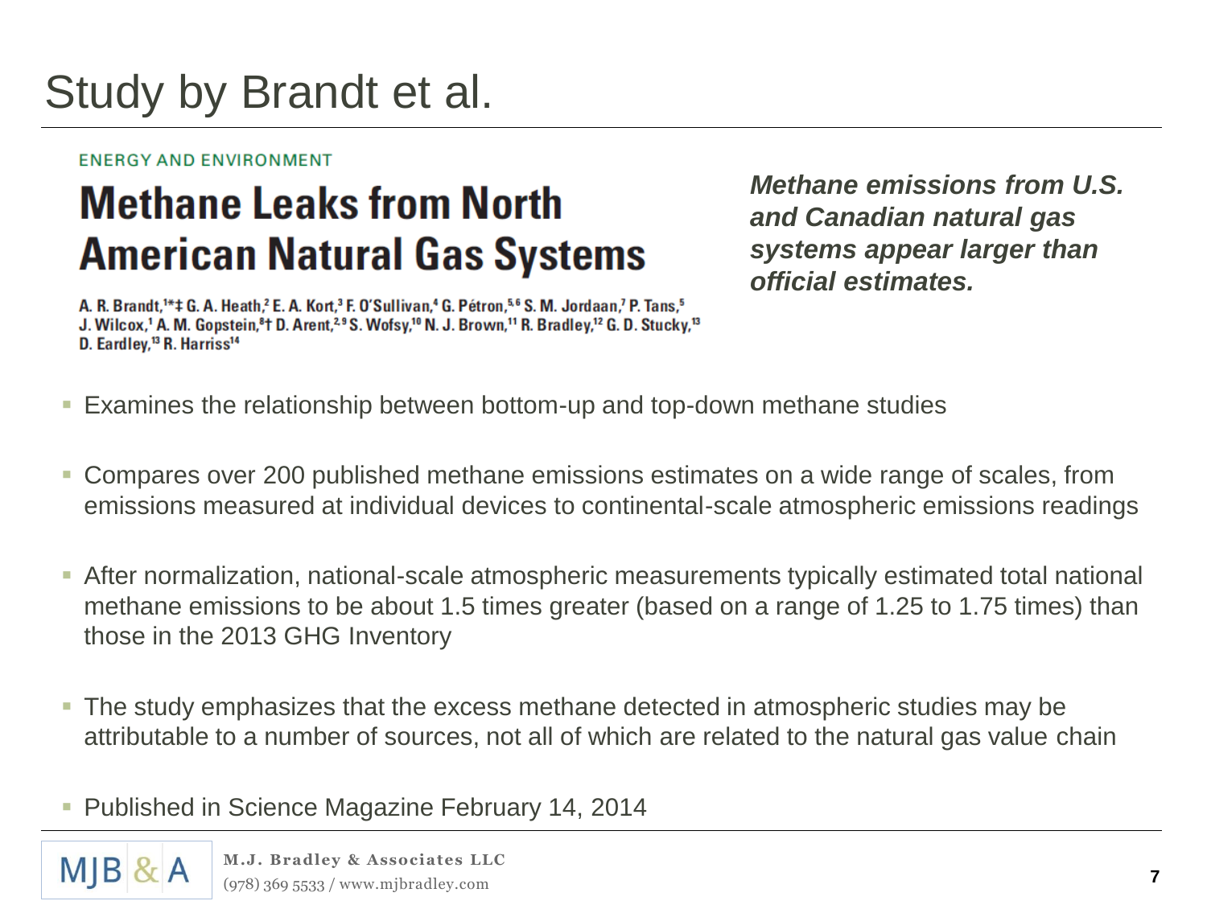# Study by Brandt et al.

ENERGY AND ENVIRONMENT

## Methane Leaks from North American Natural Gas Systems

A. R. Brandt,[1*‡] G. A. Heath,[2] E. A. Kort,[3] F. O'Sullivan,[4] G. Pétron,[5,6] S. M. Jordaan,[7] P. Tans,[5] J. Wilcox,[1] A. M. Gopstein,[8†] D. Arent,[2,9] S. Wofsy,[10] N. J. Brown,[11] R. Bradley,[12] G. D. Stucky,[13] D. Eardley,[13] R. Harriss[14]

***Methane emissions from U.S. and Canadian natural gas systems appear larger than official estimates.***

- Examines the relationship between bottom-up and top-down methane studies
- Compares over 200 published methane emissions estimates on a wide range of scales, from emissions measured at individual devices to continental-scale atmospheric emissions readings
- After normalization, national-scale atmospheric measurements typically estimated total national methane emissions to be about 1.5 times greater (based on a range of 1.25 to 1.75 times) than those in the 2013 GHG Inventory
- The study emphasizes that the excess methane detected in atmospheric studies may be attributable to a number of sources, not all of which are related to the natural gas value chain
- Published in Science Magazine February 14, 2014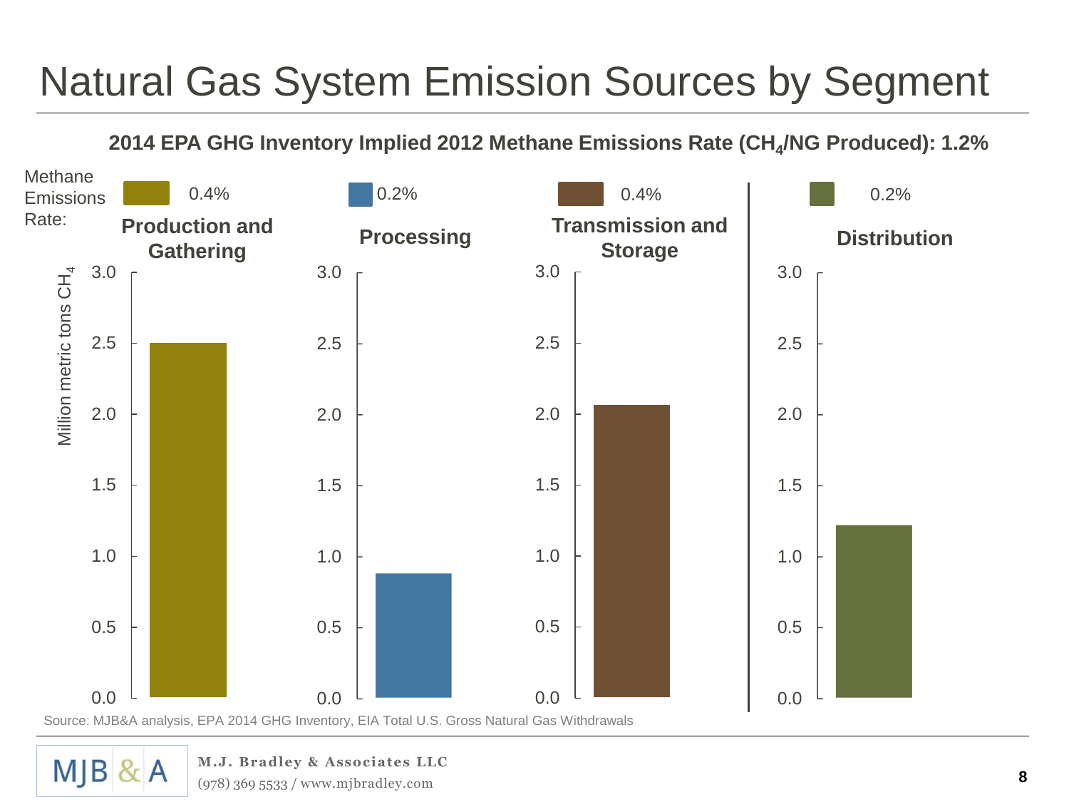# Natural Gas System Emission Sources by Segment

**2014 EPA GHG Inventory Implied 2012 Methane Emissions Rate ($CH_4$/NG Produced): 1.2%**

Methane Emissions Rate:

| | Production and Gathering | Processing | Transmission and Storage | Distribution |
|---|---|---|---|---|
| Methane Emissions Rate | 0.4% | 0.2% | 0.4% | 0.2% |

Million metric tons $CH_4$ (axis 0.0–3.0)

Source: MJB&A analysis, EPA 2014 GHG Inventory, EIA Total U.S. Gross Natural Gas Withdrawals

MJB&A

**M.J. Bradley & Associates LLC**
(978) 369 5533 / www.mjbradley.com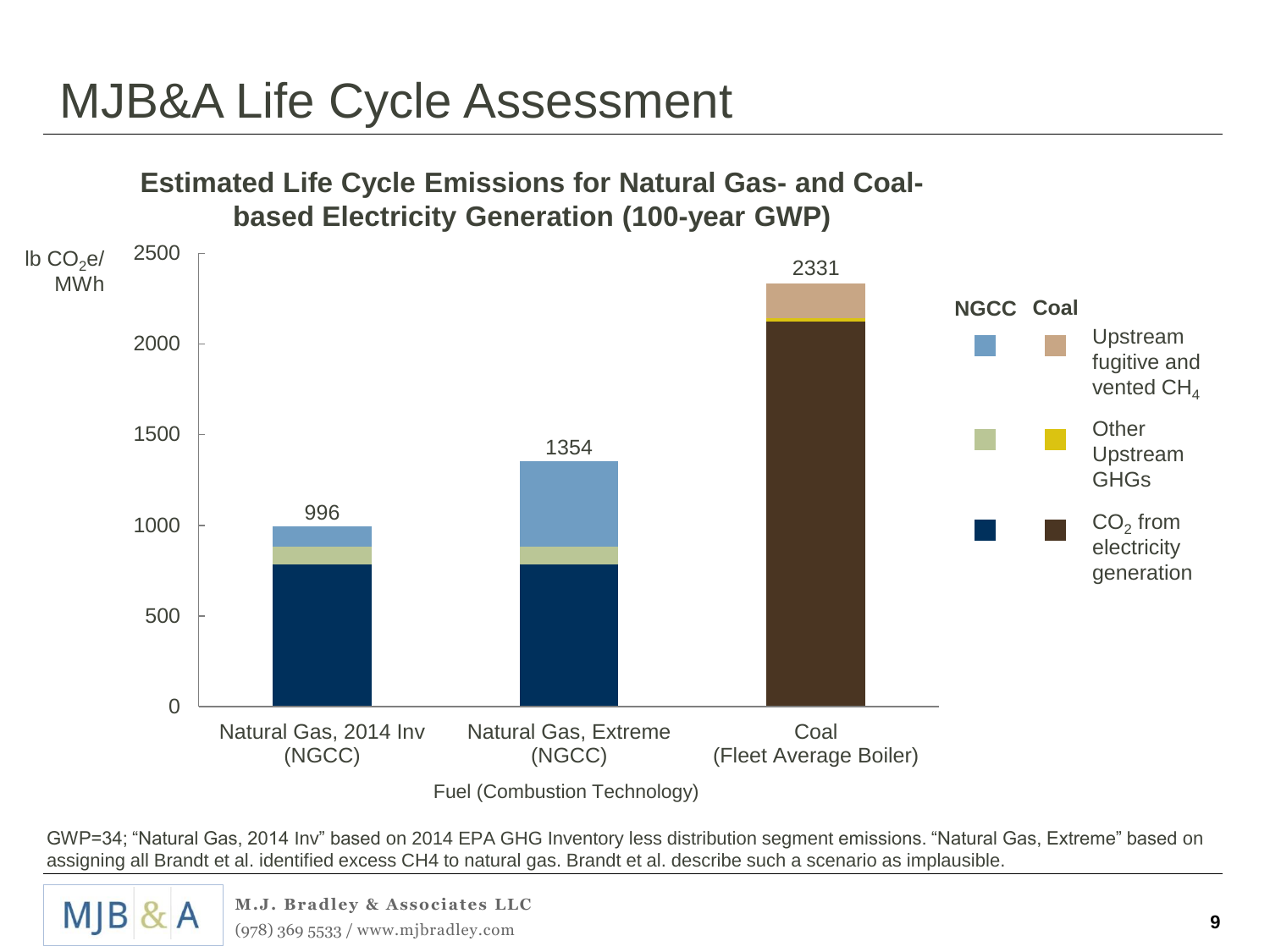# MJB&A Life Cycle Assessment

**Estimated Life Cycle Emissions for Natural Gas- and Coal-based Electricity Generation (100-year GWP)**

| Fuel (Combustion Technology) | Total (lb $CO_2e$/MWh) |
|---|---|
| Natural Gas, 2014 Inv (NGCC) | 996 |
| Natural Gas, Extreme (NGCC) | 1354 |
| Coal (Fleet Average Boiler) | 2331 |

Legend (NGCC / Coal): Upstream fugitive and vented $CH_4$; Other Upstream GHGs; $CO_2$ from electricity generation

GWP=34; "Natural Gas, 2014 Inv" based on 2014 EPA GHG Inventory less distribution segment emissions. "Natural Gas, Extreme" based on assigning all Brandt et al. identified excess CH4 to natural gas. Brandt et al. describe such a scenario as implausible.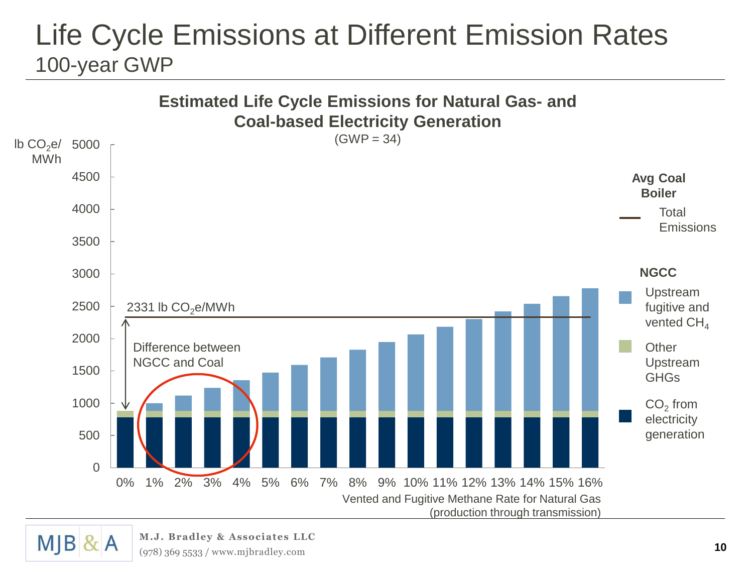# Life Cycle Emissions at Different Emission Rates

## 100-year GWP

**Estimated Life Cycle Emissions for Natural Gas- and Coal-based Electricity Generation**

(GWP = 34)

lb $CO_2$e/MWh

5000
4500
4000
3500
3000
2500
2000
1500
1000
500
0

2331 lb $CO_2$e/MWh

Difference between NGCC and Coal

0% 1% 2% 3% 4% 5% 6% 7% 8% 9% 10% 11% 12% 13% 14% 15% 16%

Vented and Fugitive Methane Rate for Natural Gas (production through transmission)

**Avg Coal Boiler**

Total Emissions

**NGCC**

Upstream fugitive and vented $CH_4$

Other Upstream GHGs

$CO_2$ from electricity generation

**M.J. Bradley & Associates LLC**
(978) 369 5533 / www.mjbradley.com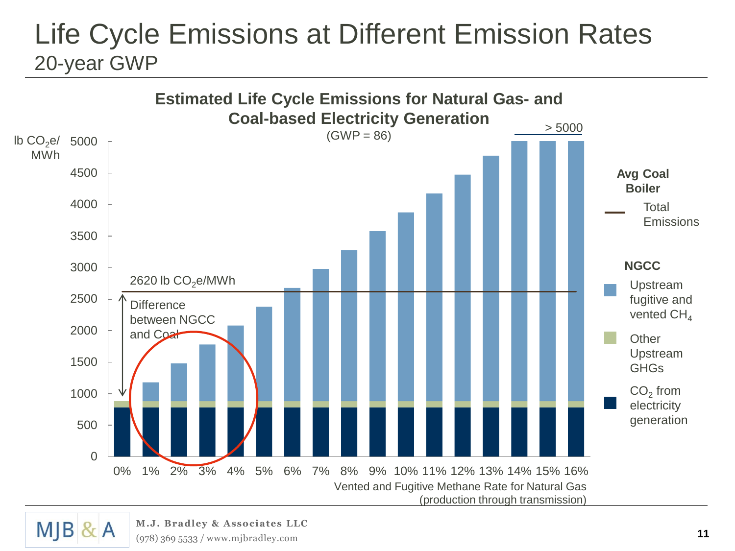# Life Cycle Emissions at Different Emission Rates

## 20-year GWP

**Estimated Life Cycle Emissions for Natural Gas- and Coal-based Electricity Generation**

(GWP = 86)

lb $CO_2$e/MWh

> 5000

2620 lb $CO_2$e/MWh

Difference between NGCC and Coal

Vented and Fugitive Methane Rate for Natural Gas (production through transmission)

**Avg Coal Boiler**

Total Emissions

**NGCC**

Upstream fugitive and vented $CH_4$

Other Upstream GHGs

$CO_2$ from electricity generation

M.J. Bradley & Associates LLC
(978) 369 5533 / www.mjbradley.com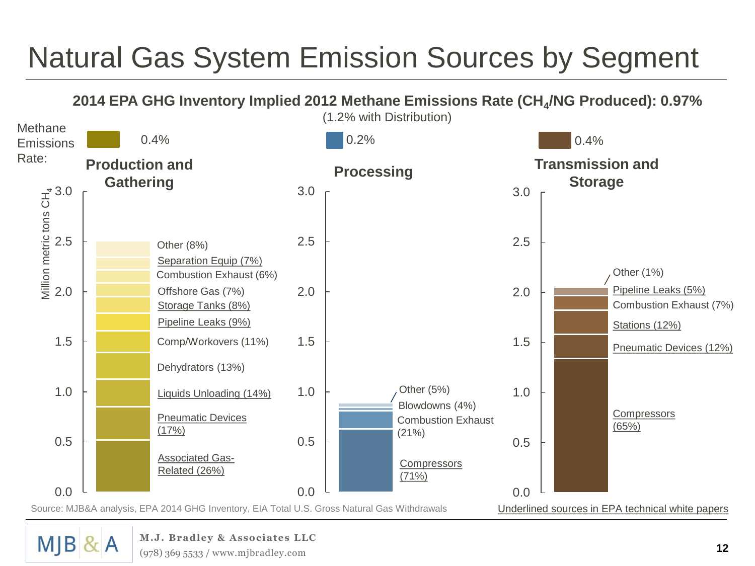# Natural Gas System Emission Sources by Segment

**2014 EPA GHG Inventory Implied 2012 Methane Emissions Rate ($CH_4$/NG Produced): 0.97%**

(1.2% with Distribution)

Methane Emissions Rate:

| Segment | Methane Emissions Rate |
|---|---|
| Production and Gathering | 0.4% |
| Processing | 0.2% |
| Transmission and Storage | 0.4% |

Million metric tons $CH_4$

**Production and Gathering**

- Other (8%)
- Separation Equip (7%)
- Combustion Exhaust (6%)
- Offshore Gas (7%)
- Storage Tanks (8%)
- Pipeline Leaks (9%)
- Comp/Workovers (11%)
- Dehydrators (13%)
- Liquids Unloading (14%)
- Pneumatic Devices (17%)
- Associated Gas-Related (26%)

**Processing**

- Other (5%)
- Blowdowns (4%)
- Combustion Exhaust (21%)
- Compressors (71%)

**Transmission and Storage**

- Other (1%)
- Pipeline Leaks (5%)
- Combustion Exhaust (7%)
- Stations (12%)
- Pneumatic Devices (12%)
- Compressors (65%)

Source: MJB&A analysis, EPA 2014 GHG Inventory, EIA Total U.S. Gross Natural Gas Withdrawals

Underlined sources in EPA technical white papers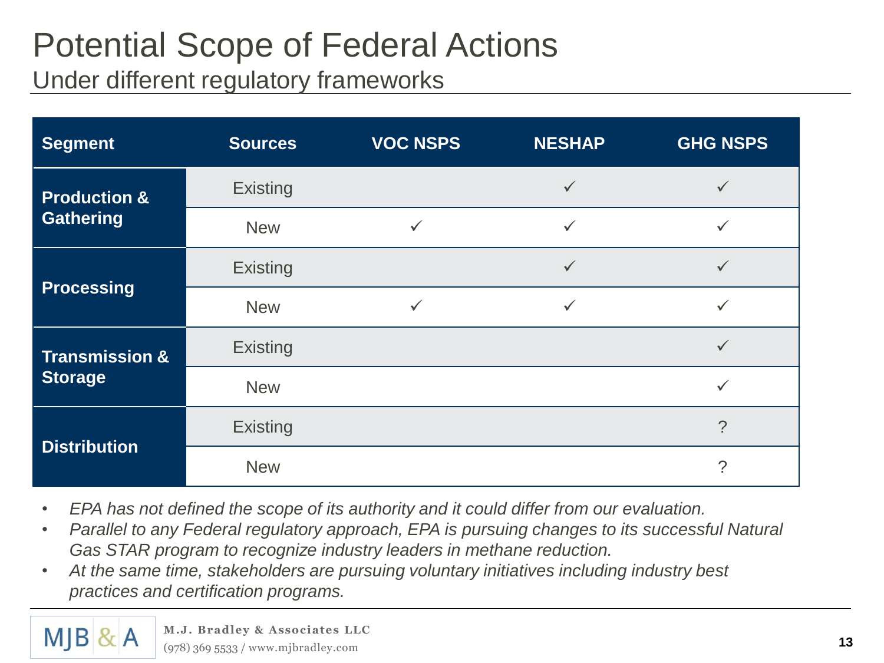# Potential Scope of Federal Actions

## Under different regulatory frameworks

| Segment | Sources | VOC NSPS | NESHAP | GHG NSPS |
|---|---|---|---|---|
| Production & Gathering | Existing | | ✓ | ✓ |
| | New | ✓ | ✓ | ✓ |
| Processing | Existing | | ✓ | ✓ |
| | New | ✓ | ✓ | ✓ |
| Transmission & Storage | Existing | | | ✓ |
| | New | | | ✓ |
| Distribution | Existing | | | ? |
| | New | | | ? |

- *EPA has not defined the scope of its authority and it could differ from our evaluation.*
- *Parallel to any Federal regulatory approach, EPA is pursuing changes to its successful Natural Gas STAR program to recognize industry leaders in methane reduction.*
- *At the same time, stakeholders are pursuing voluntary initiatives including industry best practices and certification programs.*

MJB & A

**M.J. Bradley & Associates LLC**
(978) 369 5533 / www.mjbradley.com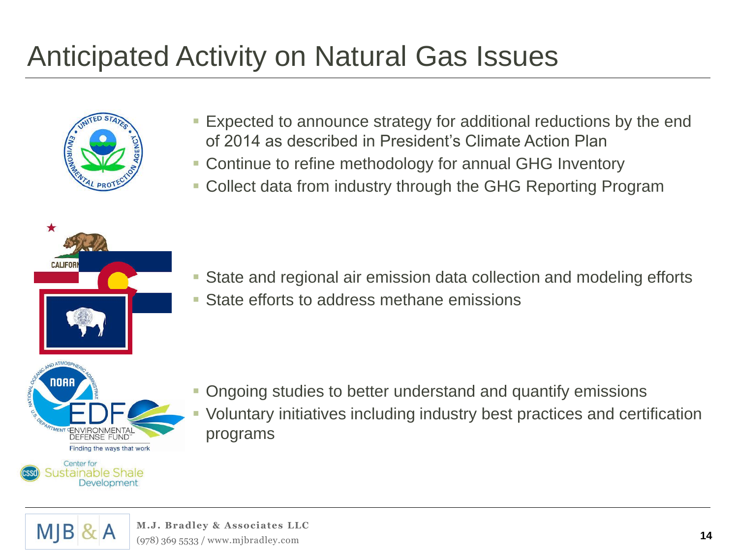# Anticipated Activity on Natural Gas Issues

- Expected to announce strategy for additional reductions by the end of 2014 as described in President's Climate Action Plan
- Continue to refine methodology for annual GHG Inventory
- Collect data from industry through the GHG Reporting Program

- State and regional air emission data collection and modeling efforts
- State efforts to address methane emissions

- Ongoing studies to better understand and quantify emissions
- Voluntary initiatives including industry best practices and certification programs